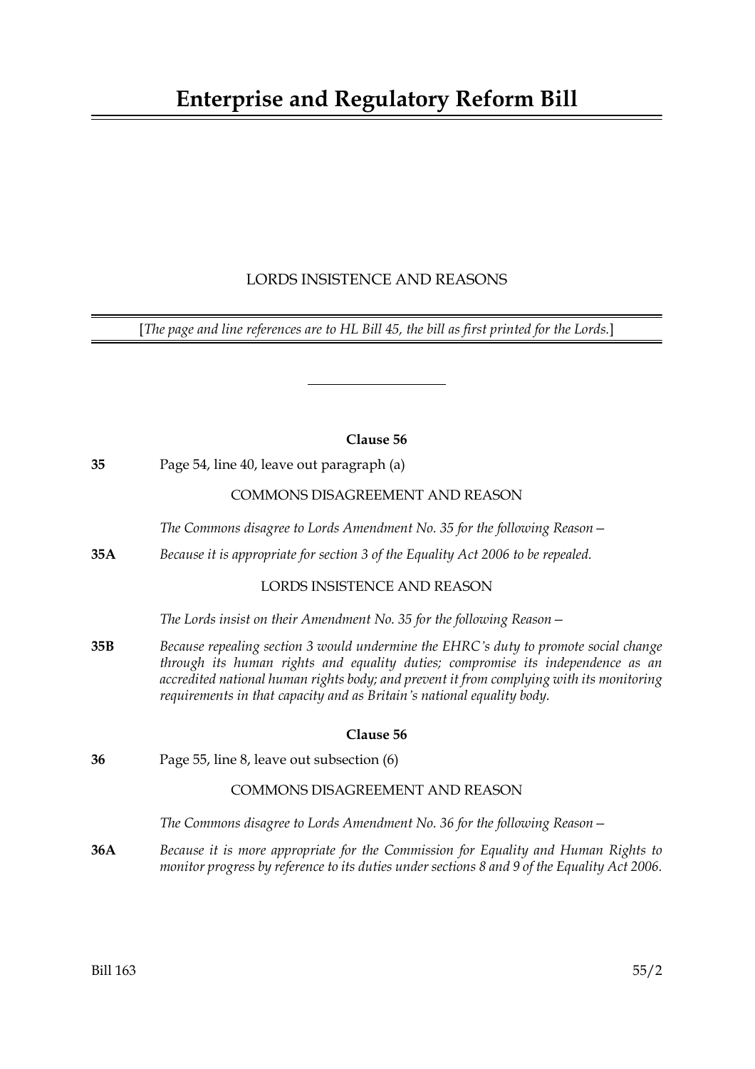# Enterprise and Regulatory Reform Bill

LORDS INSISTENCE AND REASONS

[*The page and line references are to HL Bill 45, the bill as first printed for the Lords.*]

---

**Clause 56**

**35** Page 54, line 40, leave out paragraph (a)

COMMONS DISAGREEMENT AND REASON

*The Commons disagree to Lords Amendment No. 35 for the following Reason—*

**35A** *Because it is appropriate for section 3 of the Equality Act 2006 to be repealed.*

LORDS INSISTENCE AND REASON

*The Lords insist on their Amendment No. 35 for the following Reason—*

**35B** *Because repealing section 3 would undermine the EHRC's duty to promote social change through its human rights and equality duties; compromise its independence as an accredited national human rights body; and prevent it from complying with its monitoring requirements in that capacity and as Britain's national equality body.*

**Clause 56**

**36** Page 55, line 8, leave out subsection (6)

COMMONS DISAGREEMENT AND REASON

*The Commons disagree to Lords Amendment No. 36 for the following Reason—*

**36A** *Because it is more appropriate for the Commission for Equality and Human Rights to monitor progress by reference to its duties under sections 8 and 9 of the Equality Act 2006.*

Bill 163 55/2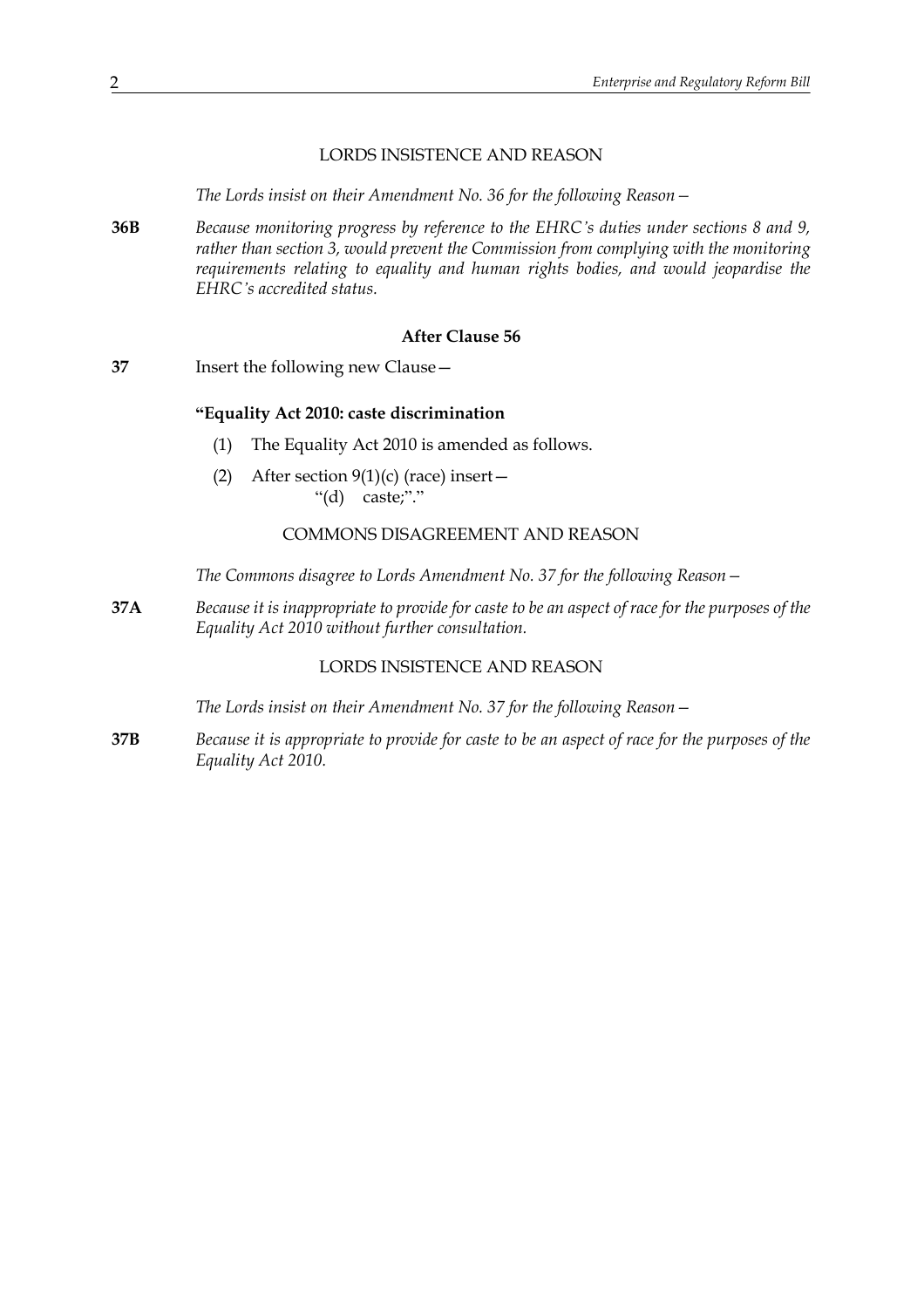LORDS INSISTENCE AND REASON

*The Lords insist on their Amendment No. 36 for the following Reason—*

**36B** *Because monitoring progress by reference to the EHRC's duties under sections 8 and 9, rather than section 3, would prevent the Commission from complying with the monitoring requirements relating to equality and human rights bodies, and would jeopardise the EHRC's accredited status.*

### After Clause 56

**37** Insert the following new Clause—

**"Equality Act 2010: caste discrimination**

(1) The Equality Act 2010 is amended as follows.

(2) After section 9(1)(c) (race) insert—
"(d) caste;"."

COMMONS DISAGREEMENT AND REASON

*The Commons disagree to Lords Amendment No. 37 for the following Reason—*

**37A** *Because it is inappropriate to provide for caste to be an aspect of race for the purposes of the Equality Act 2010 without further consultation.*

LORDS INSISTENCE AND REASON

*The Lords insist on their Amendment No. 37 for the following Reason—*

**37B** *Because it is appropriate to provide for caste to be an aspect of race for the purposes of the Equality Act 2010.*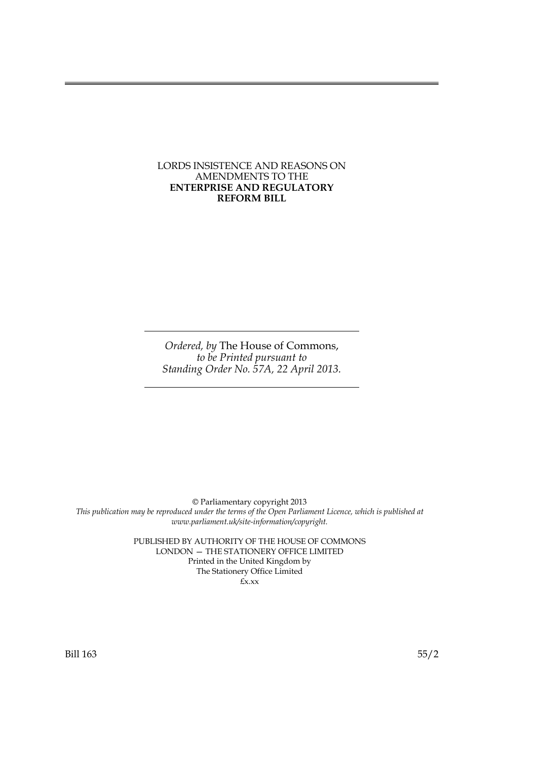LORDS INSISTENCE AND REASONS ON AMENDMENTS TO THE **ENTERPRISE AND REGULATORY REFORM BILL**

---

*Ordered, by* The House of Commons, *to be Printed pursuant to Standing Order No. 57A, 22 April 2013.*

---

© Parliamentary copyright 2013

*This publication may be reproduced under the terms of the Open Parliament Licence, which is published at www.parliament.uk/site-information/copyright.*

PUBLISHED BY AUTHORITY OF THE HOUSE OF COMMONS
LONDON — THE STATIONERY OFFICE LIMITED
Printed in the United Kingdom by
The Stationery Office Limited
£x.xx

Bill 163 55/2